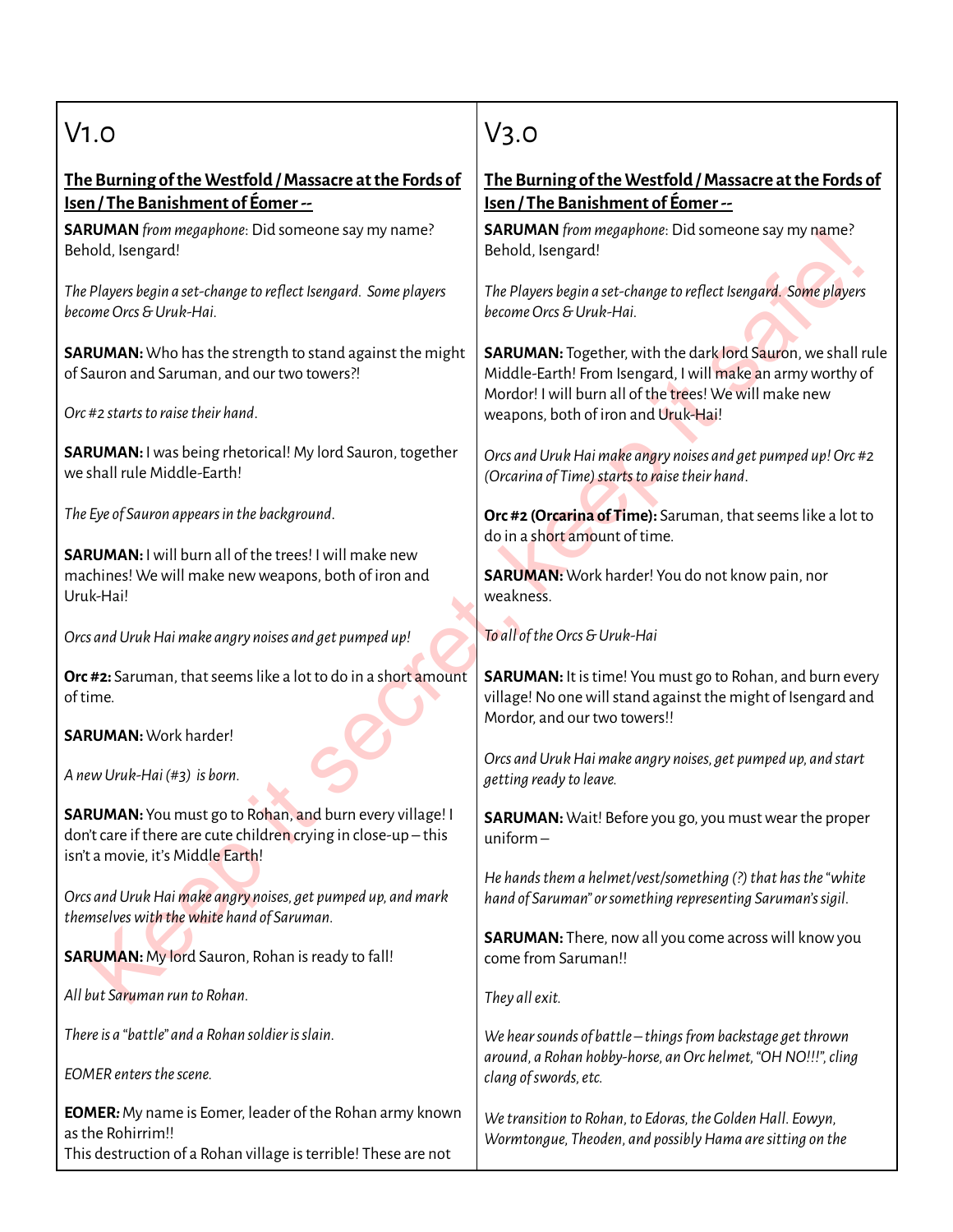# V1.0

**The Burning of the Westfold / Massacre at the Fords of Isen / The Banishment of Éomer --**

**SARUMAN** *from megaphone*: Did someone say my name? Behold, Isengard!

*The Players begin a set-change to reflect Isengard. Some players become Orcs & Uruk-Hai.*

**SARUMAN:** Who has the strength to stand against the might of Sauron and Saruman, and our two towers?!

*Orc #2 starts to raise their hand.*

**SARUMAN:** I was being rhetorical! My lord Sauron, together we shall rule Middle-Earth!

*The Eye of Sauron appears in the background.*

**SARUMAN:** I will burn all of the trees! I will make new machines! We will make new weapons, both of iron and Uruk-Hai!

*Orcs and Uruk Hai make angry noises and get pumped up!*

**Orc #2:** Saruman, that seems like a lot to do in a short amount of time.

**SARUMAN:** Work harder!

*A new Uruk-Hai (#3) is born.*

**SARUMAN:** You must go to Rohan, and burn every village! I don't care if there are cute children crying in close-up – this isn't a movie, it's Middle Earth!

*Orcs and Uruk Hai make angry noises, get pumped up, and mark themselves with the white hand of Saruman.*

**SARUMAN:** My lord Sauron, Rohan is ready to fall!

*All but Saruman run to Rohan.*

*There is a "battle" and a Rohan soldier is slain.*

*EOMER enters the scene.*

**EOMER:** My name is Eomer, leader of the Rohan army known as the Rohirrim!!
This destruction of a Rohan village is terrible! These are not

# V3.0

**The Burning of the Westfold / Massacre at the Fords of Isen / The Banishment of Éomer --**

**SARUMAN** *from megaphone*: Did someone say my name? Behold, Isengard!

*The Players begin a set-change to reflect Isengard. Some players become Orcs & Uruk-Hai.*

**SARUMAN:** Together, with the dark lord Sauron, we shall rule Middle-Earth! From Isengard, I will make an army worthy of Mordor! I will burn all of the trees! We will make new weapons, both of iron and Uruk-Hai!

*Orcs and Uruk Hai make angry noises and get pumped up! Orc #2 (Orcarina of Time) starts to raise their hand.*

**Orc #2 (Orcarina of Time):** Saruman, that seems like a lot to do in a short amount of time.

**SARUMAN:** Work harder! You do not know pain, nor weakness.

*To all of the Orcs & Uruk-Hai*

**SARUMAN:** It is time! You must go to Rohan, and burn every village! No one will stand against the might of Isengard and Mordor, and our two towers!!

*Orcs and Uruk Hai make angry noises, get pumped up, and start getting ready to leave.*

**SARUMAN:** Wait! Before you go, you must wear the proper uniform –

*He hands them a helmet/vest/something (?) that has the "white hand of Saruman" or something representing Saruman's sigil.*

**SARUMAN:** There, now all you come across will know you come from Saruman!!

*They all exit.*

*We hear sounds of battle – things from backstage get thrown around, a Rohan hobby-horse, an Orc helmet, "OH NO!!!", cling clang of swords, etc.*

*We transition to Rohan, to Edoras, the Golden Hall. Eowyn, Wormtongue, Theoden, and possibly Hama are sitting on the*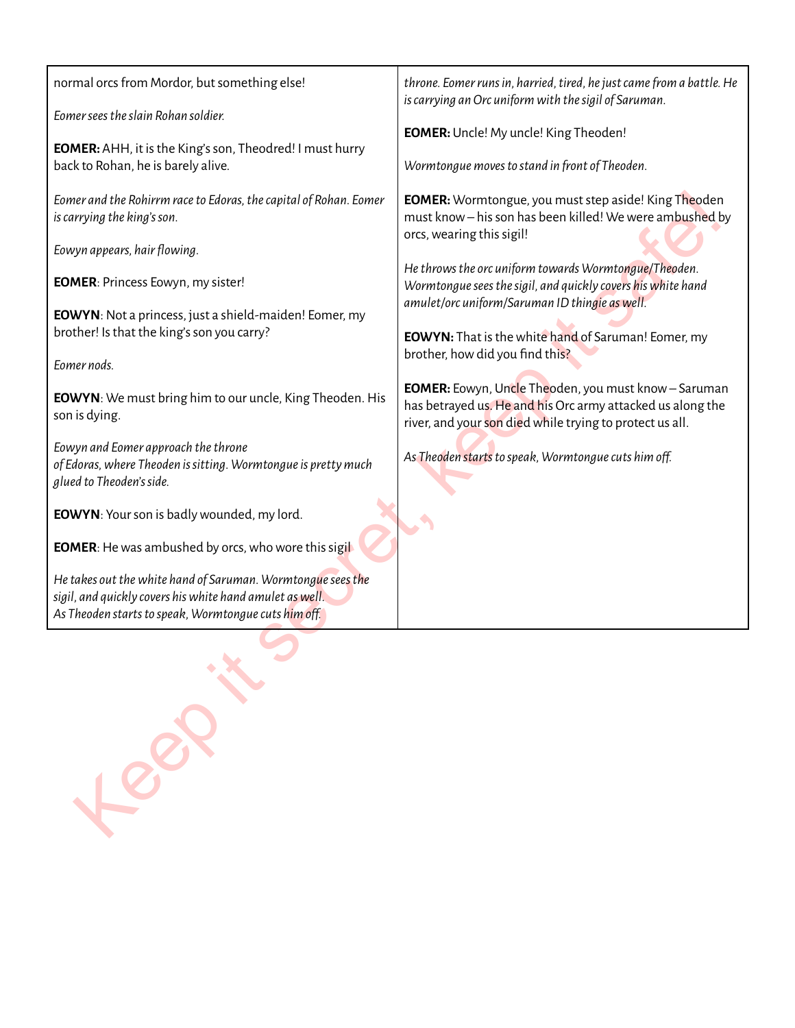normal orcs from Mordor, but something else!

*Eomer sees the slain Rohan soldier.*

**EOMER:** AHH, it is the King's son, Theodred! I must hurry back to Rohan, he is barely alive.

*Eomer and the Rohirrm race to Edoras, the capital of Rohan. Eomer is carrying the king's son.*

*Eowyn appears, hair flowing.*

**EOMER**: Princess Eowyn, my sister!

**EOWYN**: Not a princess, just a shield-maiden! Eomer, my brother! Is that the king's son you carry?

*Eomer nods.*

**EOWYN**: We must bring him to our uncle, King Theoden. His son is dying.

*Eowyn and Eomer approach the throne of Edoras, where Theoden is sitting. Wormtongue is pretty much glued to Theoden's side.*

**EOWYN**: Your son is badly wounded, my lord.

**EOMER**: He was ambushed by orcs, who wore this sigil

*He takes out the white hand of Saruman. Wormtongue sees the sigil, and quickly covers his white hand amulet as well.*
*As Theoden starts to speak, Wormtongue cuts him off.*

*throne. Eomer runs in, harried, tired, he just came from a battle. He is carrying an Orc uniform with the sigil of Saruman.*

**EOMER:** Uncle! My uncle! King Theoden!

*Wormtongue moves to stand in front of Theoden.*

**EOMER:** Wormtongue, you must step aside! King Theoden must know – his son has been killed! We were ambushed by orcs, wearing this sigil!

*He throws the orc uniform towards Wormtongue/Theoden. Wormtongue sees the sigil, and quickly covers his white hand amulet/orc uniform/Saruman ID thingie as well.*

**EOWYN:** That is the white hand of Saruman! Eomer, my brother, how did you find this?

**EOMER:** Eowyn, Uncle Theoden, you must know – Saruman has betrayed us. He and his Orc army attacked us along the river, and your son died while trying to protect us all.

*As Theoden starts to speak, Wormtongue cuts him off.*

Keep it secret, keep it safe.